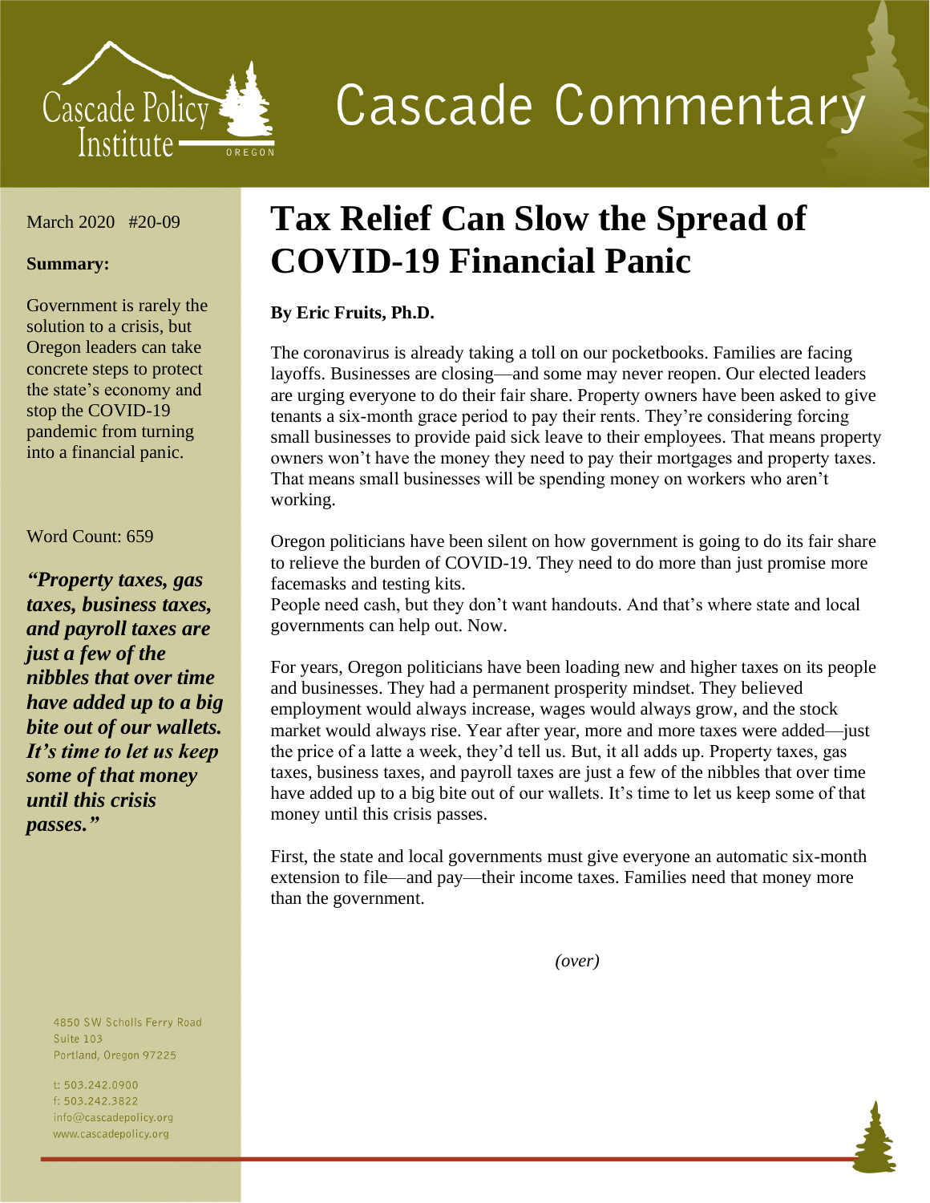# Cascade Commentary

March 2020 #20-09

**Summary:**

Government is rarely the solution to a crisis, but Oregon leaders can take concrete steps to protect the state's economy and stop the COVID-19 pandemic from turning into a financial panic.

Word Count: 659

***"Property taxes, gas taxes, business taxes, and payroll taxes are just a few of the nibbles that over time have added up to a big bite out of our wallets. It's time to let us keep some of that money until this crisis passes."***

4850 SW Scholls Ferry Road
Suite 103
Portland, Oregon 97225

t: 503.242.0900
f: 503.242.3822
info@cascadepolicy.org
www.cascadepolicy.org

# Tax Relief Can Slow the Spread of COVID-19 Financial Panic

**By Eric Fruits, Ph.D.**

The coronavirus is already taking a toll on our pocketbooks. Families are facing layoffs. Businesses are closing—and some may never reopen. Our elected leaders are urging everyone to do their fair share. Property owners have been asked to give tenants a six-month grace period to pay their rents. They're considering forcing small businesses to provide paid sick leave to their employees. That means property owners won't have the money they need to pay their mortgages and property taxes. That means small businesses will be spending money on workers who aren't working.

Oregon politicians have been silent on how government is going to do its fair share to relieve the burden of COVID-19. They need to do more than just promise more facemasks and testing kits.

People need cash, but they don't want handouts. And that's where state and local governments can help out. Now.

For years, Oregon politicians have been loading new and higher taxes on its people and businesses. They had a permanent prosperity mindset. They believed employment would always increase, wages would always grow, and the stock market would always rise. Year after year, more and more taxes were added—just the price of a latte a week, they'd tell us. But, it all adds up. Property taxes, gas taxes, business taxes, and payroll taxes are just a few of the nibbles that over time have added up to a big bite out of our wallets. It's time to let us keep some of that money until this crisis passes.

First, the state and local governments must give everyone an automatic six-month extension to file—and pay—their income taxes. Families need that money more than the government.

*(over)*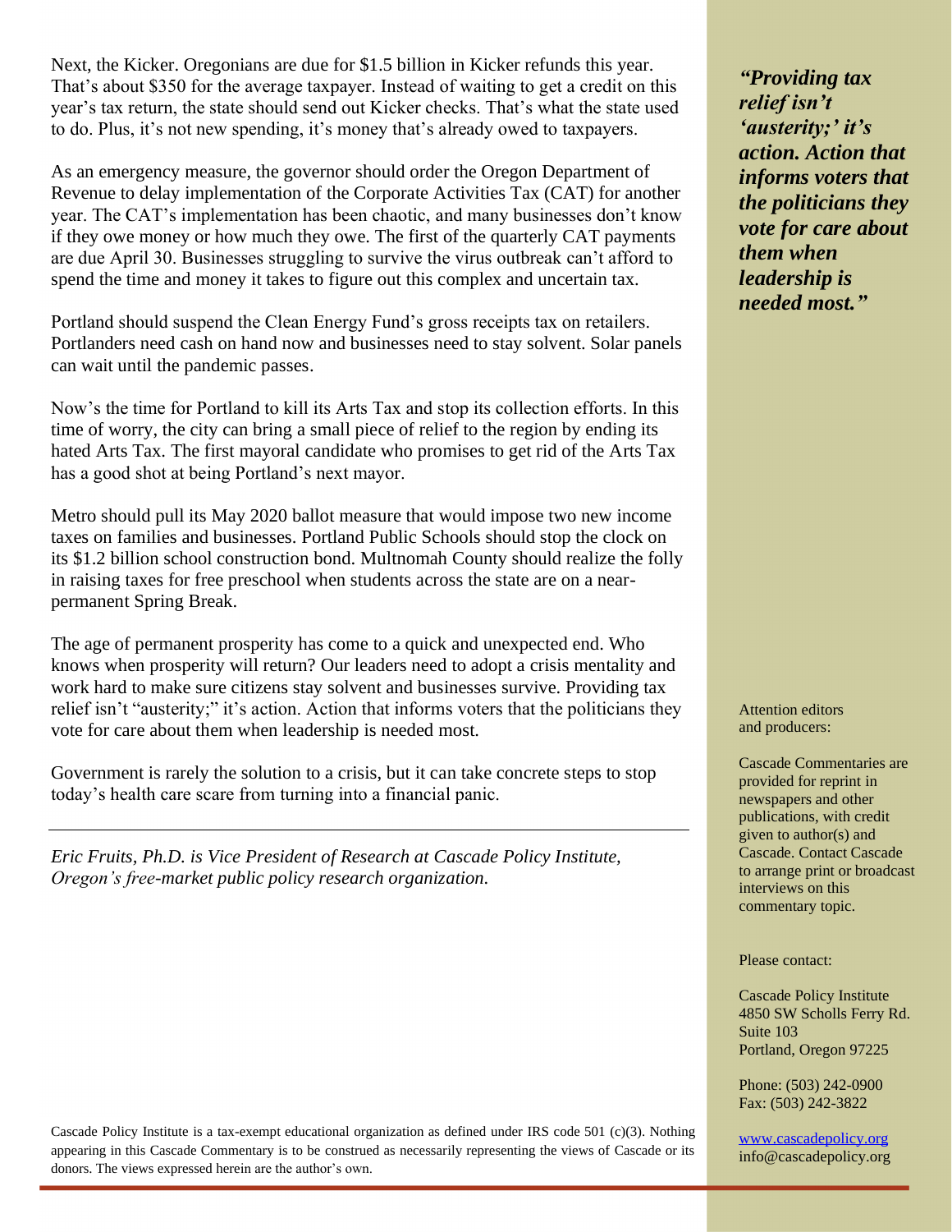Next, the Kicker. Oregonians are due for $1.5 billion in Kicker refunds this year. That's about $350 for the average taxpayer. Instead of waiting to get a credit on this year's tax return, the state should send out Kicker checks. That's what the state used to do. Plus, it's not new spending, it's money that's already owed to taxpayers.

As an emergency measure, the governor should order the Oregon Department of Revenue to delay implementation of the Corporate Activities Tax (CAT) for another year. The CAT's implementation has been chaotic, and many businesses don't know if they owe money or how much they owe. The first of the quarterly CAT payments are due April 30. Businesses struggling to survive the virus outbreak can't afford to spend the time and money it takes to figure out this complex and uncertain tax.

Portland should suspend the Clean Energy Fund's gross receipts tax on retailers. Portlanders need cash on hand now and businesses need to stay solvent. Solar panels can wait until the pandemic passes.

Now's the time for Portland to kill its Arts Tax and stop its collection efforts. In this time of worry, the city can bring a small piece of relief to the region by ending its hated Arts Tax. The first mayoral candidate who promises to get rid of the Arts Tax has a good shot at being Portland's next mayor.

Metro should pull its May 2020 ballot measure that would impose two new income taxes on families and businesses. Portland Public Schools should stop the clock on its $1.2 billion school construction bond. Multnomah County should realize the folly in raising taxes for free preschool when students across the state are on a near-permanent Spring Break.

The age of permanent prosperity has come to a quick and unexpected end. Who knows when prosperity will return? Our leaders need to adopt a crisis mentality and work hard to make sure citizens stay solvent and businesses survive. Providing tax relief isn't "austerity;" it's action. Action that informs voters that the politicians they vote for care about them when leadership is needed most.

Government is rarely the solution to a crisis, but it can take concrete steps to stop today's health care scare from turning into a financial panic.

---

*Eric Fruits, Ph.D. is Vice President of Research at Cascade Policy Institute, Oregon's free-market public policy research organization.*

***"Providing tax relief isn't 'austerity;' it's action. Action that informs voters that the politicians they vote for care about them when leadership is needed most."***

Attention editors and producers:

Cascade Commentaries are provided for reprint in newspapers and other publications, with credit given to author(s) and Cascade. Contact Cascade to arrange print or broadcast interviews on this commentary topic.

Please contact:

Cascade Policy Institute
4850 SW Scholls Ferry Rd.
Suite 103
Portland, Oregon 97225

Phone: (503) 242-0900
Fax: (503) 242-3822

www.cascadepolicy.org
info@cascadepolicy.org

Cascade Policy Institute is a tax-exempt educational organization as defined under IRS code 501 (c)(3). Nothing appearing in this Cascade Commentary is to be construed as necessarily representing the views of Cascade or its donors. The views expressed herein are the author's own.